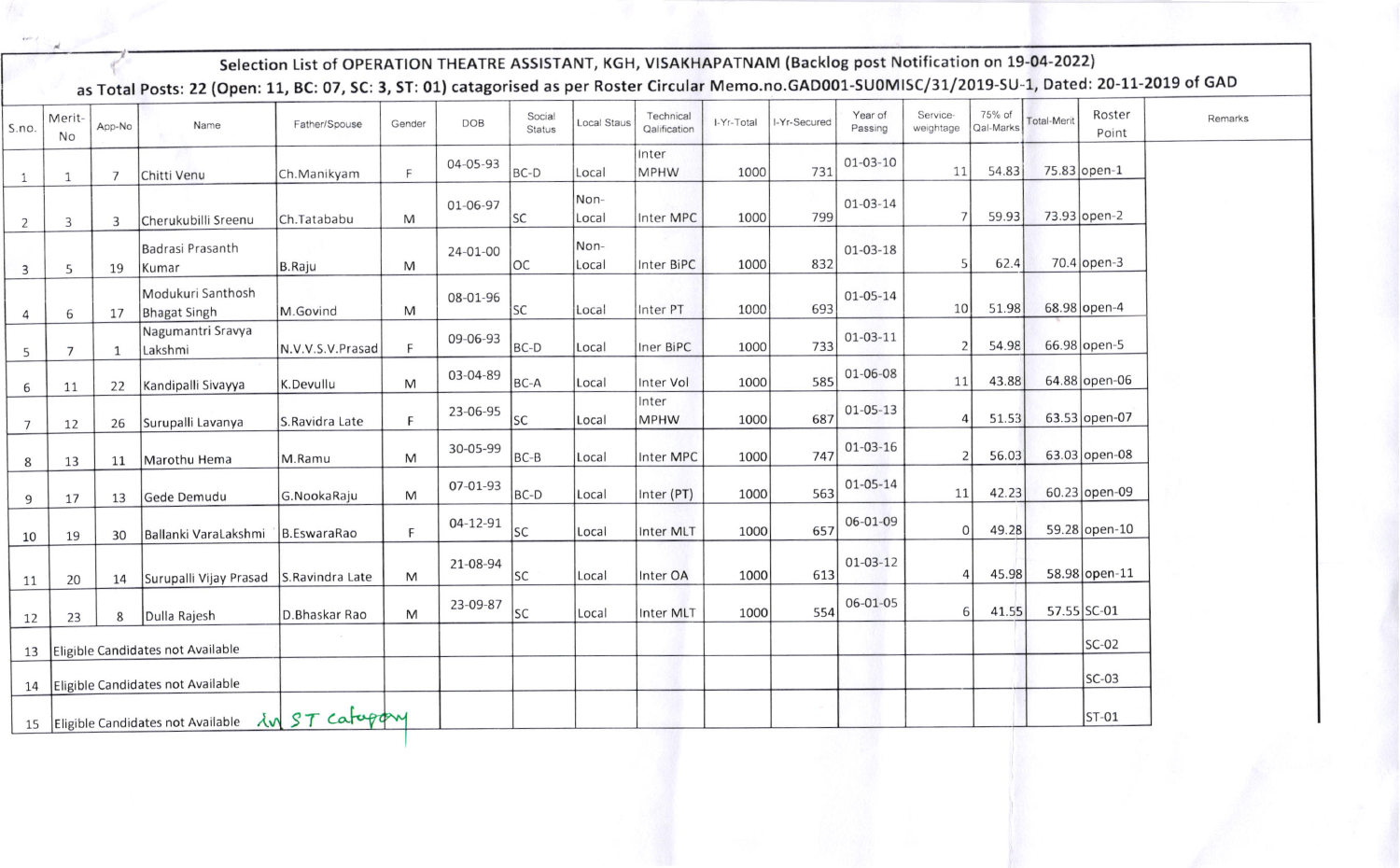## Selection List of OPERATION THEATRE ASSISTANT, KGH, VISAKHAPATNAM (Backlog post Notification on 19-04-2022)

### as Total Posts: 22 (Open: 11, BC: 07, SC: 3, ST: 01) catagorised as per Roster Circular Memo.no.GAD001-SU0MISC/31/2019-SU-1, Dated: 20-11-2019 of GAD

| S.no. | Merit-No | App-No | Name | Father/Spouse | Gender | DOB | Social Status | Local Staus | Technical Qalification | I-Yr-Total | I-Yr-Secured | Year of Passing | Service-weightage | 75% of Qal-Marks | Total-Merit | Roster Point | Remarks |
|---|---|---|---|---|---|---|---|---|---|---|---|---|---|---|---|---|---|
| 1 | 1 | 7 | Chitti Venu | Ch.Manikyam | F | 04-05-93 | BC-D | Local | Inter MPHW | 1000 | 731 | 01-03-10 | 11 | 54.83 | 75.83 | open-1 | |
| 2 | 3 | 3 | Cherukubilli Sreenu | Ch.Tatababu | M | 01-06-97 | SC | Non-Local | Inter MPC | 1000 | 799 | 01-03-14 | 7 | 59.93 | 73.93 | open-2 | |
| 3 | 5 | 19 | Badrasi Prasanth Kumar | B.Raju | M | 24-01-00 | OC | Non-Local | Inter BiPC | 1000 | 832 | 01-03-18 | 5 | 62.4 | 70.4 | open-3 | |
| 4 | 6 | 17 | Modukuri Santhosh Bhagat Singh | M.Govind | M | 08-01-96 | SC | Local | Inter PT | 1000 | 693 | 01-05-14 | 10 | 51.98 | 68.98 | open-4 | |
| 5 | 7 | 1 | Nagumantri Sravya Lakshmi | N.V.V.S.V.Prasad | F | 09-06-93 | BC-D | Local | Iner BiPC | 1000 | 733 | 01-03-11 | 2 | 54.98 | 66.98 | open-5 | |
| 6 | 11 | 22 | Kandipalli Sivayya | K.Devullu | M | 03-04-89 | BC-A | Local | Inter Vol | 1000 | 585 | 01-06-08 | 11 | 43.88 | 64.88 | open-06 | |
| 7 | 12 | 26 | Surupalli Lavanya | S.Ravidra Late | F | 23-06-95 | SC | Local | Inter MPHW | 1000 | 687 | 01-05-13 | 4 | 51.53 | 63.53 | open-07 | |
| 8 | 13 | 11 | Marothu Hema | M.Ramu | M | 30-05-99 | BC-B | Local | Inter MPC | 1000 | 747 | 01-03-16 | 2 | 56.03 | 63.03 | open-08 | |
| 9 | 17 | 13 | Gede Demudu | G.NookaRaju | M | 07-01-93 | BC-D | Local | Inter (PT) | 1000 | 563 | 01-05-14 | 11 | 42.23 | 60.23 | open-09 | |
| 10 | 19 | 30 | Ballanki VaraLakshmi | B.EswaraRao | F | 04-12-91 | SC | Local | Inter MLT | 1000 | 657 | 06-01-09 | 0 | 49.28 | 59.28 | open-10 | |
| 11 | 20 | 14 | Surupalli Vijay Prasad | S.Ravindra Late | M | 21-08-94 | SC | Local | Inter OA | 1000 | 613 | 01-03-12 | 4 | 45.98 | 58.98 | open-11 | |
| 12 | 23 | 8 | Dulla Rajesh | D.Bhaskar Rao | M | 23-09-87 | SC | Local | Inter MLT | 1000 | 554 | 06-01-05 | 6 | 41.55 | 57.55 | SC-01 | |
| 13 | Eligible Candidates not Available | | | | | | | | | | | | | | | SC-02 | |
| 14 | Eligible Candidates not Available | | | | | | | | | | | | | | | SC-03 | |
| 15 | Eligible Candidates not Available in ST category | | | | | | | | | | | | | | | ST-01 | |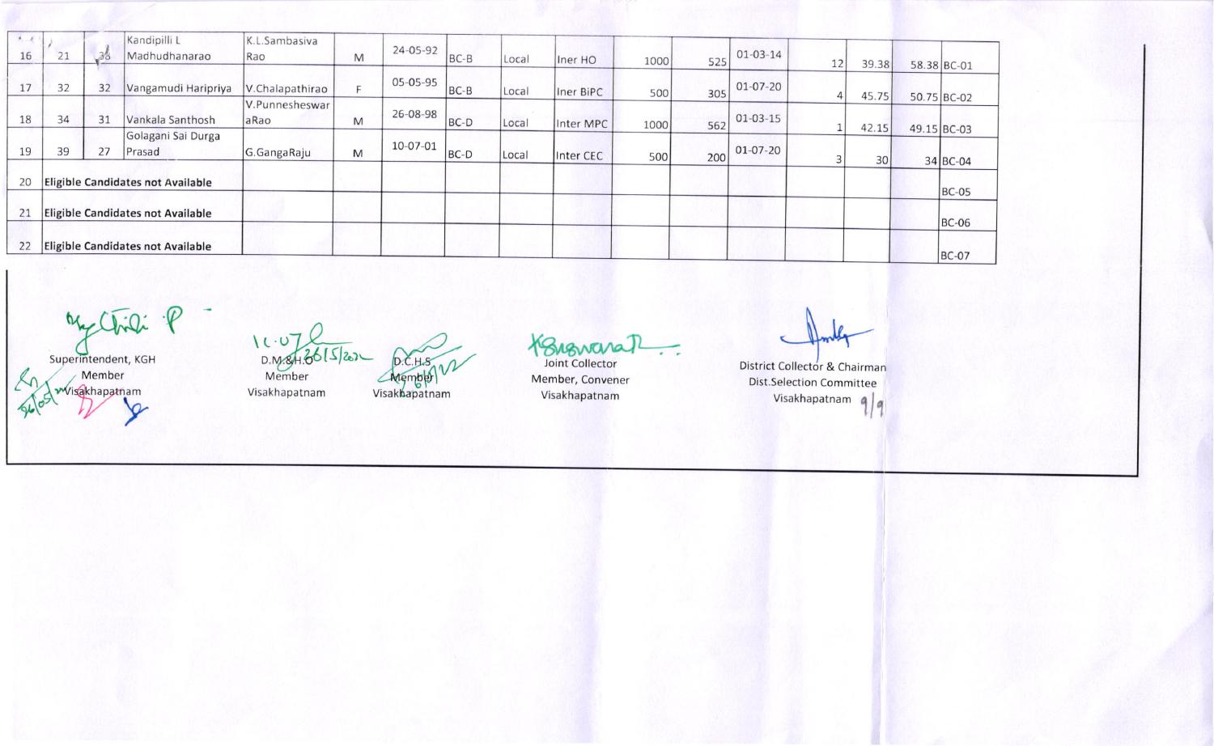| | | | | | | | | | | | | | | | | |
|---|---|---|---|---|---|---|---|---|---|---|---|---|---|---|---|---|
| 16 | 21 | 38 | Kandipilli L Madhudhanarao | K.L.Sambasiva Rao | M | 24-05-92 | BC-B | Local | Iner HO | 1000 | 525 | 01-03-14 | 12 | 39.38 | 58.38 | BC-01 |
| 17 | 32 | 32 | Vangamudi Haripriya | V.Chalapathirao | F | 05-05-95 | BC-B | Local | Iner BiPC | 500 | 305 | 01-07-20 | 4 | 45.75 | 50.75 | BC-02 |
| 18 | 34 | 31 | Vankala Santhosh | V.Punnesheswar aRao | M | 26-08-98 | BC-D | Local | Inter MPC | 1000 | 562 | 01-03-15 | 1 | 42.15 | 49.15 | BC-03 |
| 19 | 39 | 27 | Golagani Sai Durga Prasad | G.GangaRaju | M | 10-07-01 | BC-D | Local | Inter CEC | 500 | 200 | 01-07-20 | 3 | 30 | 34 | BC-04 |
| 20 | **Eligible Candidates not Available** | | | | | | | | | | | | | | | BC-05 |
| 21 | **Eligible Candidates not Available** | | | | | | | | | | | | | | | BC-06 |
| 22 | **Eligible Candidates not Available** | | | | | | | | | | | | | | | BC-07 |

Superintendent, KGH
Member
Visakhapatnam

D.M.&H.O
Member
Visakhapatnam

D.C.H.S
Member
Visakhapatnam

Joint Collector
Member, Convener
Visakhapatnam

District Collector & Chairman
Dist.Selection Committee
Visakhapatnam